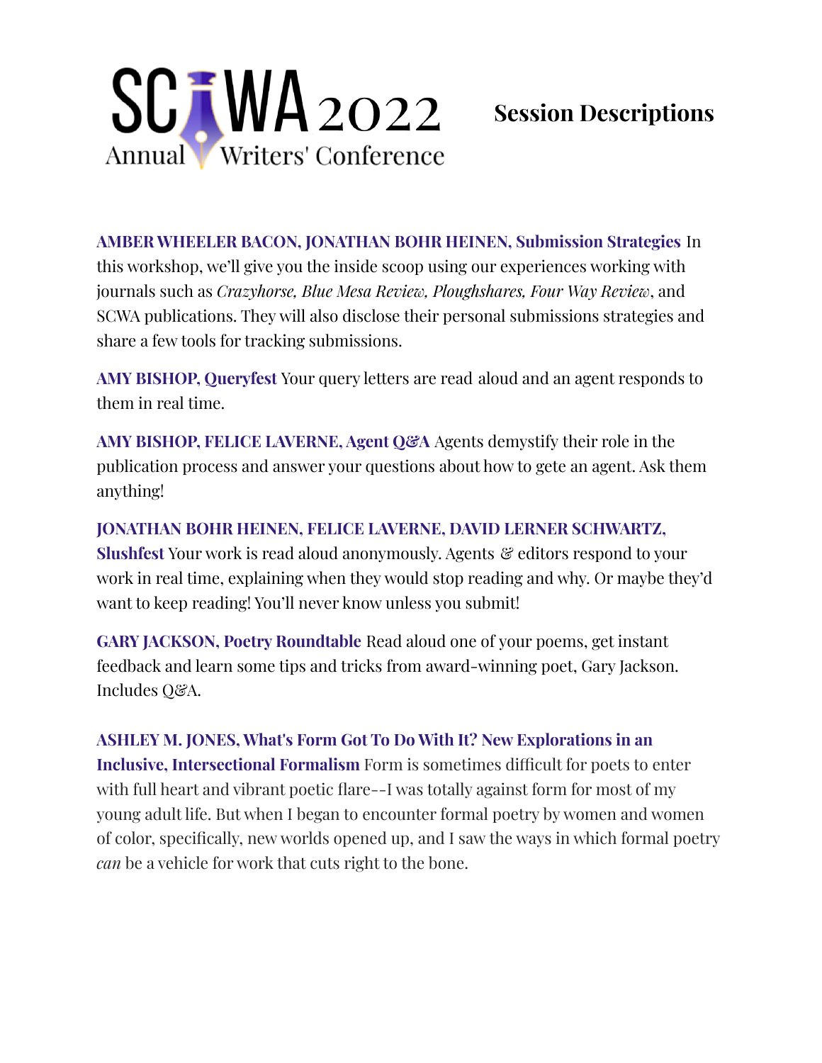# SCWA 2022 Annual Writers' Conference

## Session Descriptions

**AMBER WHEELER BACON, JONATHAN BOHR HEINEN, Submission Strategies** In this workshop, we'll give you the inside scoop using our experiences working with journals such as *Crazyhorse, Blue Mesa Review, Ploughshares, Four Way Review*, and SCWA publications. They will also disclose their personal submissions strategies and share a few tools for tracking submissions.

**AMY BISHOP, Queryfest** Your query letters are read aloud and an agent responds to them in real time.

**AMY BISHOP, FELICE LAVERNE, Agent Q&A** Agents demystify their role in the publication process and answer your questions about how to gete an agent. Ask them anything!

**JONATHAN BOHR HEINEN, FELICE LAVERNE, DAVID LERNER SCHWARTZ, Slushfest** Your work is read aloud anonymously. Agents & editors respond to your work in real time, explaining when they would stop reading and why. Or maybe they'd want to keep reading! You'll never know unless you submit!

**GARY JACKSON, Poetry Roundtable** Read aloud one of your poems, get instant feedback and learn some tips and tricks from award-winning poet, Gary Jackson. Includes Q&A.

**ASHLEY M. JONES, What's Form Got To Do With It? New Explorations in an Inclusive, Intersectional Formalism** Form is sometimes difficult for poets to enter with full heart and vibrant poetic flare--I was totally against form for most of my young adult life. But when I began to encounter formal poetry by women and women of color, specifically, new worlds opened up, and I saw the ways in which formal poetry *can* be a vehicle for work that cuts right to the bone.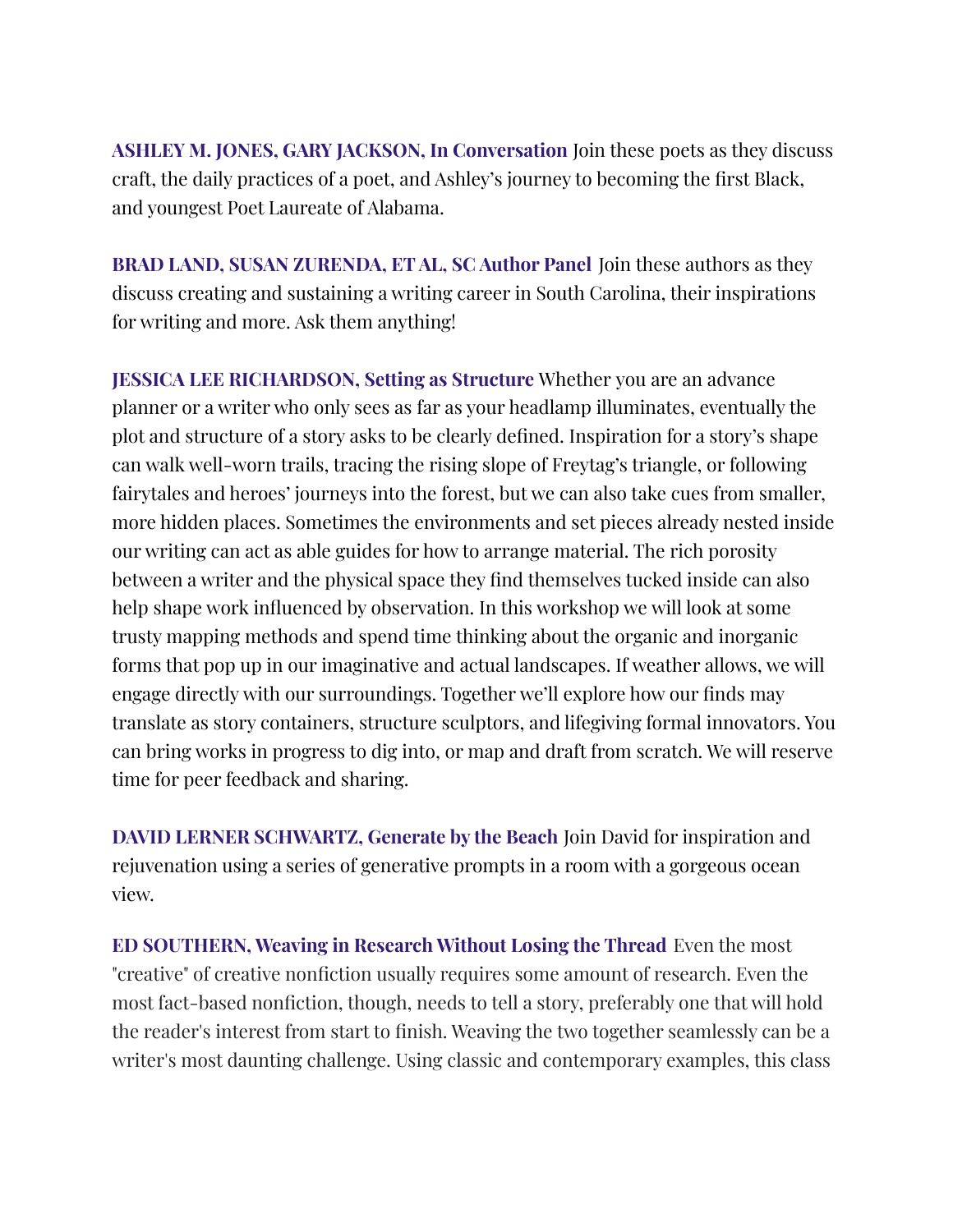**ASHLEY M. JONES, GARY JACKSON, In Conversation** Join these poets as they discuss craft, the daily practices of a poet, and Ashley's journey to becoming the first Black, and youngest Poet Laureate of Alabama.

**BRAD LAND, SUSAN ZURENDA, ET AL, SC Author Panel** Join these authors as they discuss creating and sustaining a writing career in South Carolina, their inspirations for writing and more. Ask them anything!

**JESSICA LEE RICHARDSON, Setting as Structure** Whether you are an advance planner or a writer who only sees as far as your headlamp illuminates, eventually the plot and structure of a story asks to be clearly defined. Inspiration for a story's shape can walk well-worn trails, tracing the rising slope of Freytag's triangle, or following fairytales and heroes' journeys into the forest, but we can also take cues from smaller, more hidden places. Sometimes the environments and set pieces already nested inside our writing can act as able guides for how to arrange material. The rich porosity between a writer and the physical space they find themselves tucked inside can also help shape work influenced by observation. In this workshop we will look at some trusty mapping methods and spend time thinking about the organic and inorganic forms that pop up in our imaginative and actual landscapes. If weather allows, we will engage directly with our surroundings. Together we'll explore how our finds may translate as story containers, structure sculptors, and lifegiving formal innovators. You can bring works in progress to dig into, or map and draft from scratch. We will reserve time for peer feedback and sharing.

**DAVID LERNER SCHWARTZ, Generate by the Beach** Join David for inspiration and rejuvenation using a series of generative prompts in a room with a gorgeous ocean view.

**ED SOUTHERN, Weaving in Research Without Losing the Thread** Even the most "creative" of creative nonfiction usually requires some amount of research. Even the most fact-based nonfiction, though, needs to tell a story, preferably one that will hold the reader's interest from start to finish. Weaving the two together seamlessly can be a writer's most daunting challenge. Using classic and contemporary examples, this class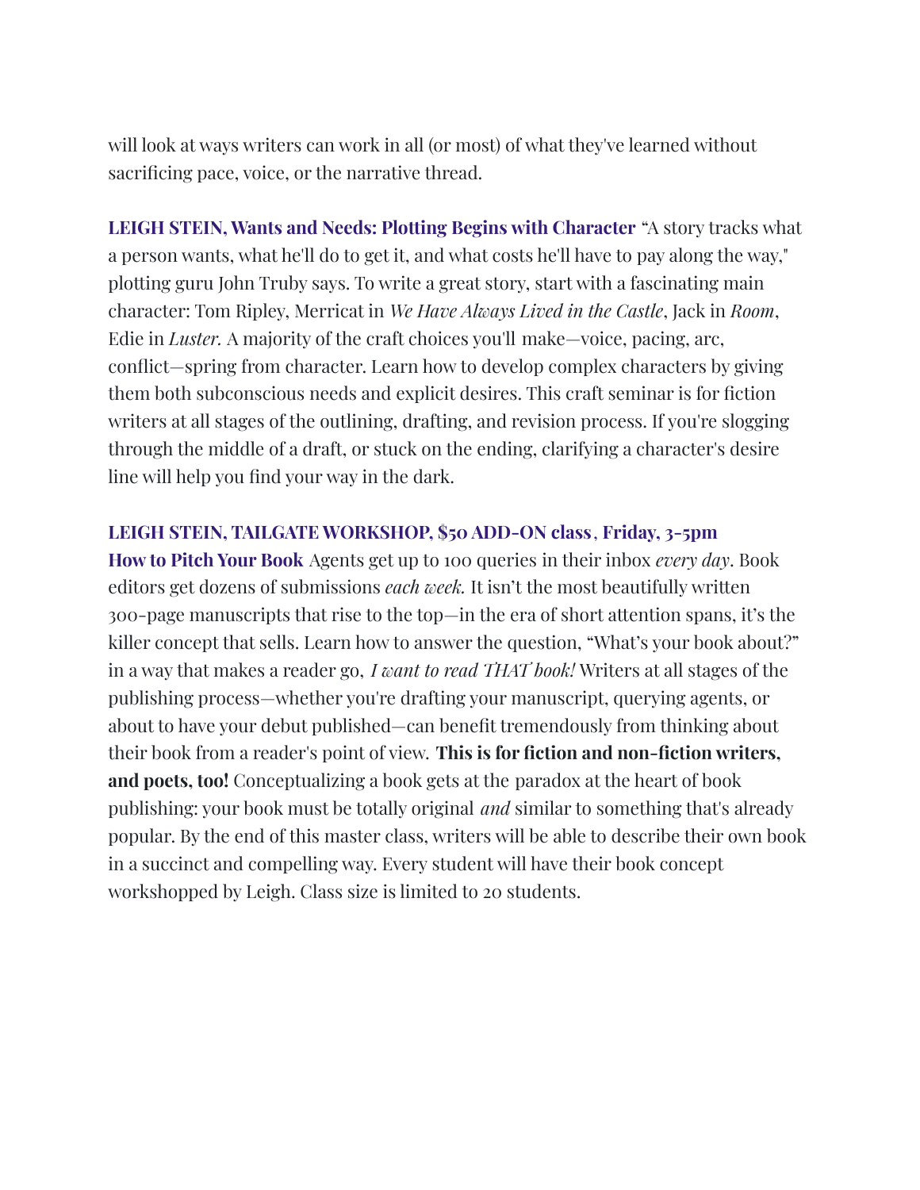will look at ways writers can work in all (or most) of what they've learned without sacrificing pace, voice, or the narrative thread.

**LEIGH STEIN, Wants and Needs: Plotting Begins with Character** "A story tracks what a person wants, what he'll do to get it, and what costs he'll have to pay along the way," plotting guru John Truby says. To write a great story, start with a fascinating main character: Tom Ripley, Merricat in *We Have Always Lived in the Castle*, Jack in *Room*, Edie in *Luster.* A majority of the craft choices you'll make—voice, pacing, arc, conflict—spring from character. Learn how to develop complex characters by giving them both subconscious needs and explicit desires. This craft seminar is for fiction writers at all stages of the outlining, drafting, and revision process. If you're slogging through the middle of a draft, or stuck on the ending, clarifying a character's desire line will help you find your way in the dark.

**LEIGH STEIN, TAILGATE WORKSHOP, $50 ADD-ON class, Friday, 3-5pm**

**How to Pitch Your Book** Agents get up to 100 queries in their inbox *every day*. Book editors get dozens of submissions *each week.* It isn't the most beautifully written 300-page manuscripts that rise to the top—in the era of short attention spans, it's the killer concept that sells. Learn how to answer the question, "What's your book about?" in a way that makes a reader go, *I want to read THAT book!* Writers at all stages of the publishing process—whether you're drafting your manuscript, querying agents, or about to have your debut published—can benefit tremendously from thinking about their book from a reader's point of view. **This is for fiction and non-fiction writers, and poets, too!** Conceptualizing a book gets at the paradox at the heart of book publishing: your book must be totally original *and* similar to something that's already popular. By the end of this master class, writers will be able to describe their own book in a succinct and compelling way. Every student will have their book concept workshopped by Leigh. Class size is limited to 20 students.